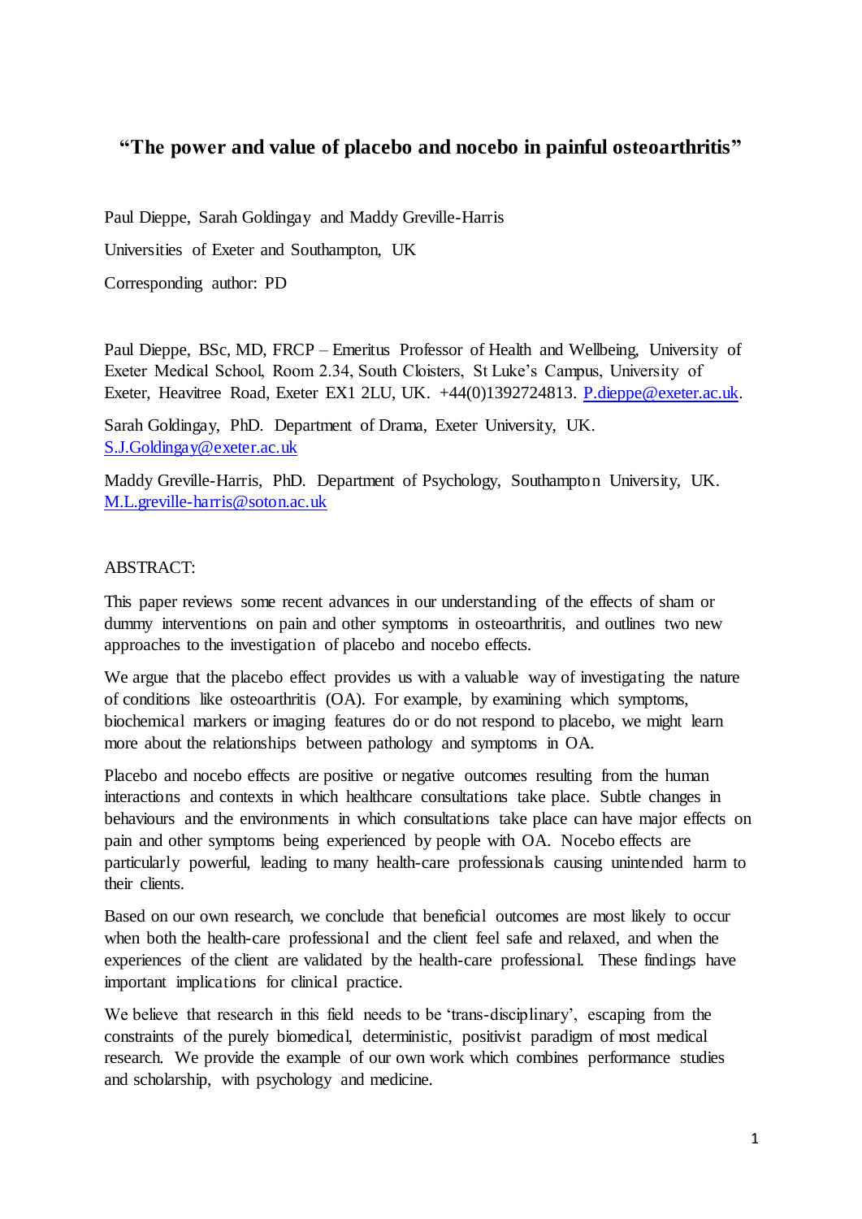# "The power and value of placebo and nocebo in painful osteoarthritis"

Paul Dieppe, Sarah Goldingay and Maddy Greville-Harris

Universities of Exeter and Southampton, UK

Corresponding author: PD

Paul Dieppe, BSc, MD, FRCP – Emeritus Professor of Health and Wellbeing, University of Exeter Medical School, Room 2.34, South Cloisters, St Luke's Campus, University of Exeter, Heavitree Road, Exeter EX1 2LU, UK. +44(0)1392724813. P.dieppe@exeter.ac.uk.

Sarah Goldingay, PhD. Department of Drama, Exeter University, UK. S.J.Goldingay@exeter.ac.uk

Maddy Greville-Harris, PhD. Department of Psychology, Southampton University, UK. M.L.greville-harris@soton.ac.uk

ABSTRACT:

This paper reviews some recent advances in our understanding of the effects of sham or dummy interventions on pain and other symptoms in osteoarthritis, and outlines two new approaches to the investigation of placebo and nocebo effects.

We argue that the placebo effect provides us with a valuable way of investigating the nature of conditions like osteoarthritis (OA). For example, by examining which symptoms, biochemical markers or imaging features do or do not respond to placebo, we might learn more about the relationships between pathology and symptoms in OA.

Placebo and nocebo effects are positive or negative outcomes resulting from the human interactions and contexts in which healthcare consultations take place. Subtle changes in behaviours and the environments in which consultations take place can have major effects on pain and other symptoms being experienced by people with OA. Nocebo effects are particularly powerful, leading to many health-care professionals causing unintended harm to their clients.

Based on our own research, we conclude that beneficial outcomes are most likely to occur when both the health-care professional and the client feel safe and relaxed, and when the experiences of the client are validated by the health-care professional. These findings have important implications for clinical practice.

We believe that research in this field needs to be 'trans-disciplinary', escaping from the constraints of the purely biomedical, deterministic, positivist paradigm of most medical research. We provide the example of our own work which combines performance studies and scholarship, with psychology and medicine.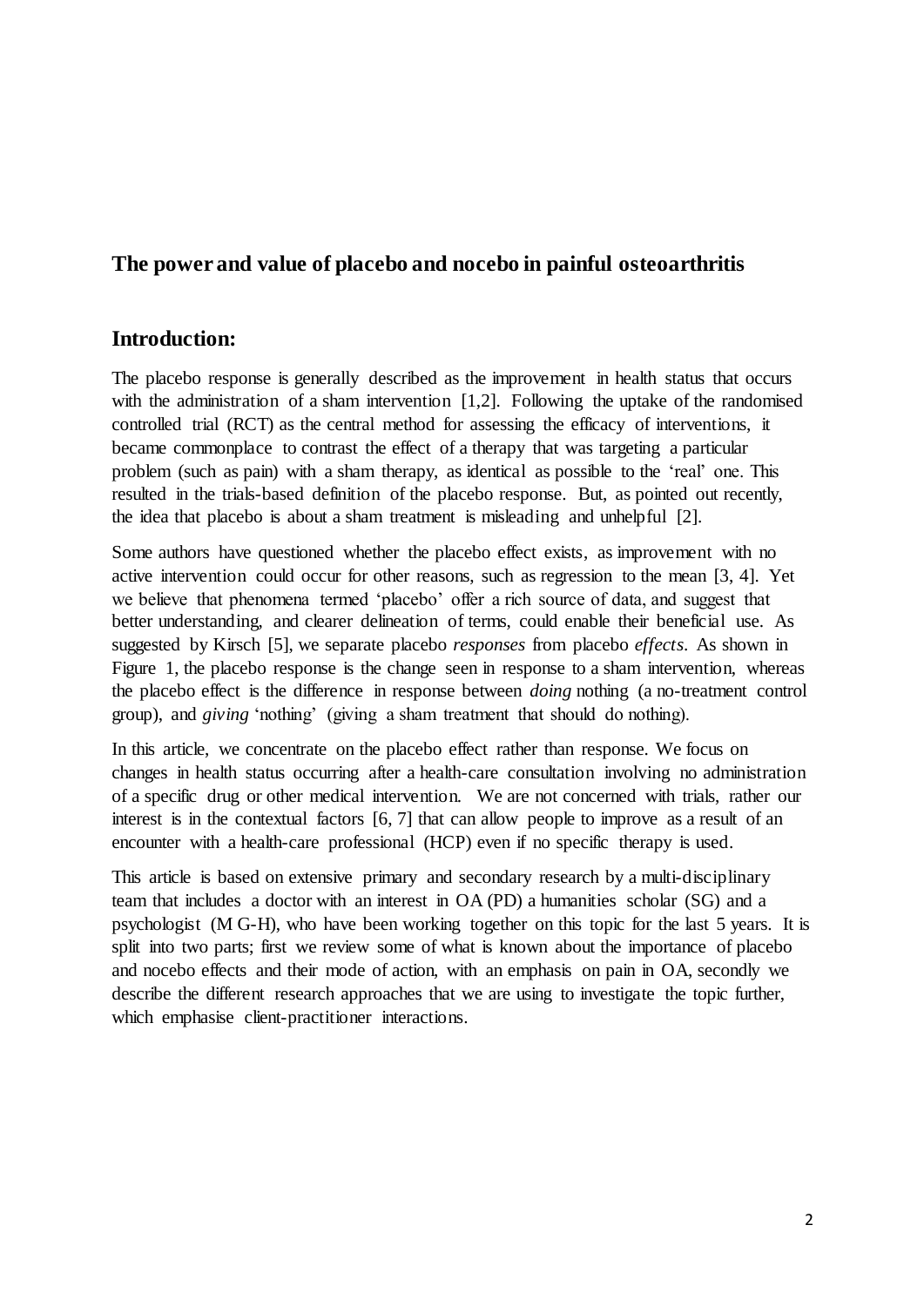## The power and value of placebo and nocebo in painful osteoarthritis

## Introduction:

The placebo response is generally described as the improvement in health status that occurs with the administration of a sham intervention [1,2]. Following the uptake of the randomised controlled trial (RCT) as the central method for assessing the efficacy of interventions, it became commonplace to contrast the effect of a therapy that was targeting a particular problem (such as pain) with a sham therapy, as identical as possible to the 'real' one. This resulted in the trials-based definition of the placebo response. But, as pointed out recently, the idea that placebo is about a sham treatment is misleading and unhelpful [2].

Some authors have questioned whether the placebo effect exists, as improvement with no active intervention could occur for other reasons, such as regression to the mean [3, 4]. Yet we believe that phenomena termed 'placebo' offer a rich source of data, and suggest that better understanding, and clearer delineation of terms, could enable their beneficial use. As suggested by Kirsch [5], we separate placebo *responses* from placebo *effects*. As shown in Figure 1, the placebo response is the change seen in response to a sham intervention, whereas the placebo effect is the difference in response between *doing* nothing (a no-treatment control group), and *giving* 'nothing' (giving a sham treatment that should do nothing).

In this article, we concentrate on the placebo effect rather than response. We focus on changes in health status occurring after a health-care consultation involving no administration of a specific drug or other medical intervention. We are not concerned with trials, rather our interest is in the contextual factors [6, 7] that can allow people to improve as a result of an encounter with a health-care professional (HCP) even if no specific therapy is used.

This article is based on extensive primary and secondary research by a multi-disciplinary team that includes a doctor with an interest in OA (PD) a humanities scholar (SG) and a psychologist (M G-H), who have been working together on this topic for the last 5 years. It is split into two parts; first we review some of what is known about the importance of placebo and nocebo effects and their mode of action, with an emphasis on pain in OA, secondly we describe the different research approaches that we are using to investigate the topic further, which emphasise client-practitioner interactions.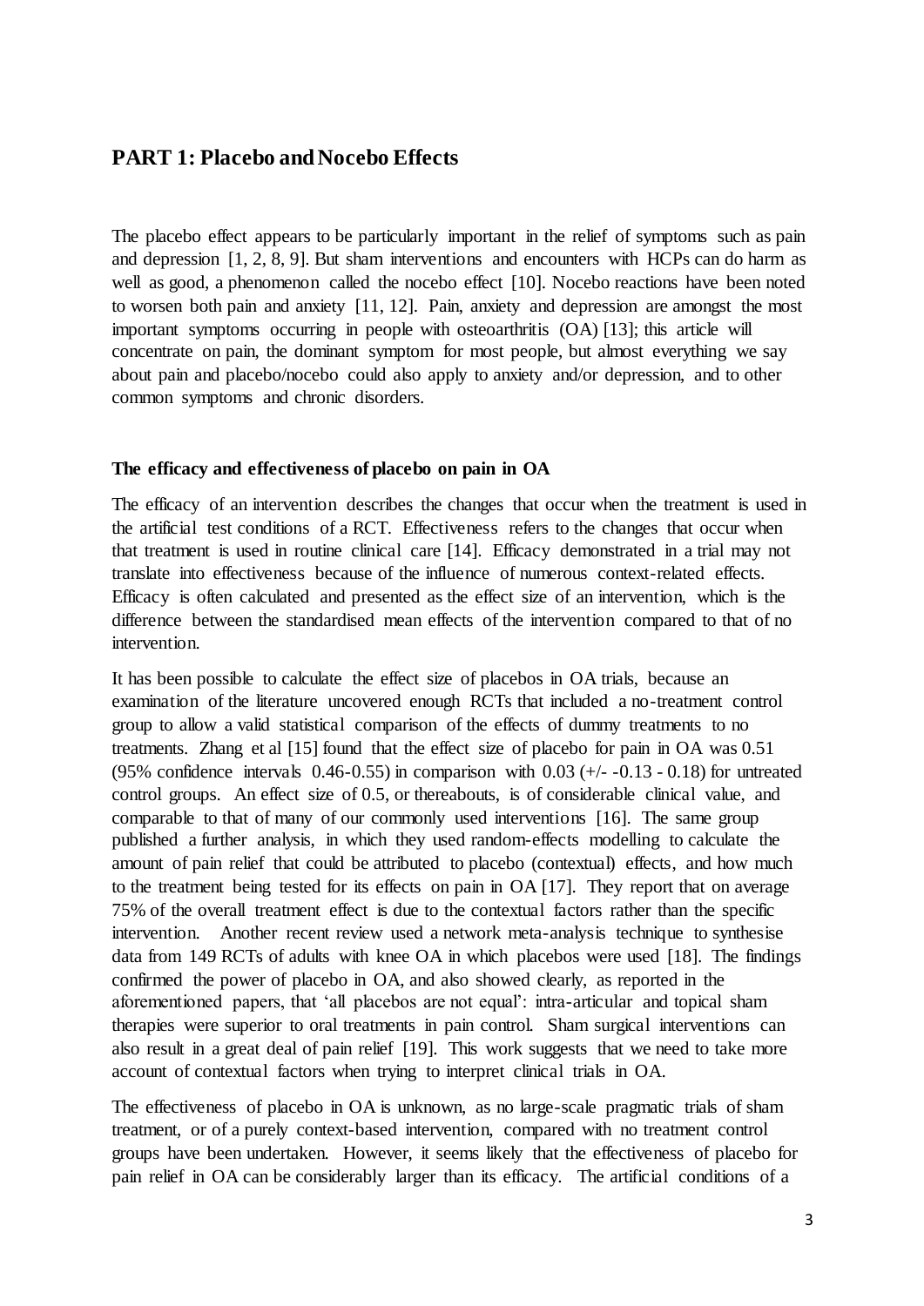## PART 1: Placebo and Nocebo Effects

The placebo effect appears to be particularly important in the relief of symptoms such as pain and depression [1, 2, 8, 9]. But sham interventions and encounters with HCPs can do harm as well as good, a phenomenon called the nocebo effect [10]. Nocebo reactions have been noted to worsen both pain and anxiety [11, 12]. Pain, anxiety and depression are amongst the most important symptoms occurring in people with osteoarthritis (OA) [13]; this article will concentrate on pain, the dominant symptom for most people, but almost everything we say about pain and placebo/nocebo could also apply to anxiety and/or depression, and to other common symptoms and chronic disorders.

**The efficacy and effectiveness of placebo on pain in OA**

The efficacy of an intervention describes the changes that occur when the treatment is used in the artificial test conditions of a RCT. Effectiveness refers to the changes that occur when that treatment is used in routine clinical care [14]. Efficacy demonstrated in a trial may not translate into effectiveness because of the influence of numerous context-related effects. Efficacy is often calculated and presented as the effect size of an intervention, which is the difference between the standardised mean effects of the intervention compared to that of no intervention.

It has been possible to calculate the effect size of placebos in OA trials, because an examination of the literature uncovered enough RCTs that included a no-treatment control group to allow a valid statistical comparison of the effects of dummy treatments to no treatments. Zhang et al [15] found that the effect size of placebo for pain in OA was 0.51 (95% confidence intervals 0.46-0.55) in comparison with 0.03 (+/- -0.13 - 0.18) for untreated control groups. An effect size of 0.5, or thereabouts, is of considerable clinical value, and comparable to that of many of our commonly used interventions [16]. The same group published a further analysis, in which they used random-effects modelling to calculate the amount of pain relief that could be attributed to placebo (contextual) effects, and how much to the treatment being tested for its effects on pain in OA [17]. They report that on average 75% of the overall treatment effect is due to the contextual factors rather than the specific intervention. Another recent review used a network meta-analysis technique to synthesise data from 149 RCTs of adults with knee OA in which placebos were used [18]. The findings confirmed the power of placebo in OA, and also showed clearly, as reported in the aforementioned papers, that 'all placebos are not equal': intra-articular and topical sham therapies were superior to oral treatments in pain control. Sham surgical interventions can also result in a great deal of pain relief [19]. This work suggests that we need to take more account of contextual factors when trying to interpret clinical trials in OA.

The effectiveness of placebo in OA is unknown, as no large-scale pragmatic trials of sham treatment, or of a purely context-based intervention, compared with no treatment control groups have been undertaken. However, it seems likely that the effectiveness of placebo for pain relief in OA can be considerably larger than its efficacy. The artificial conditions of a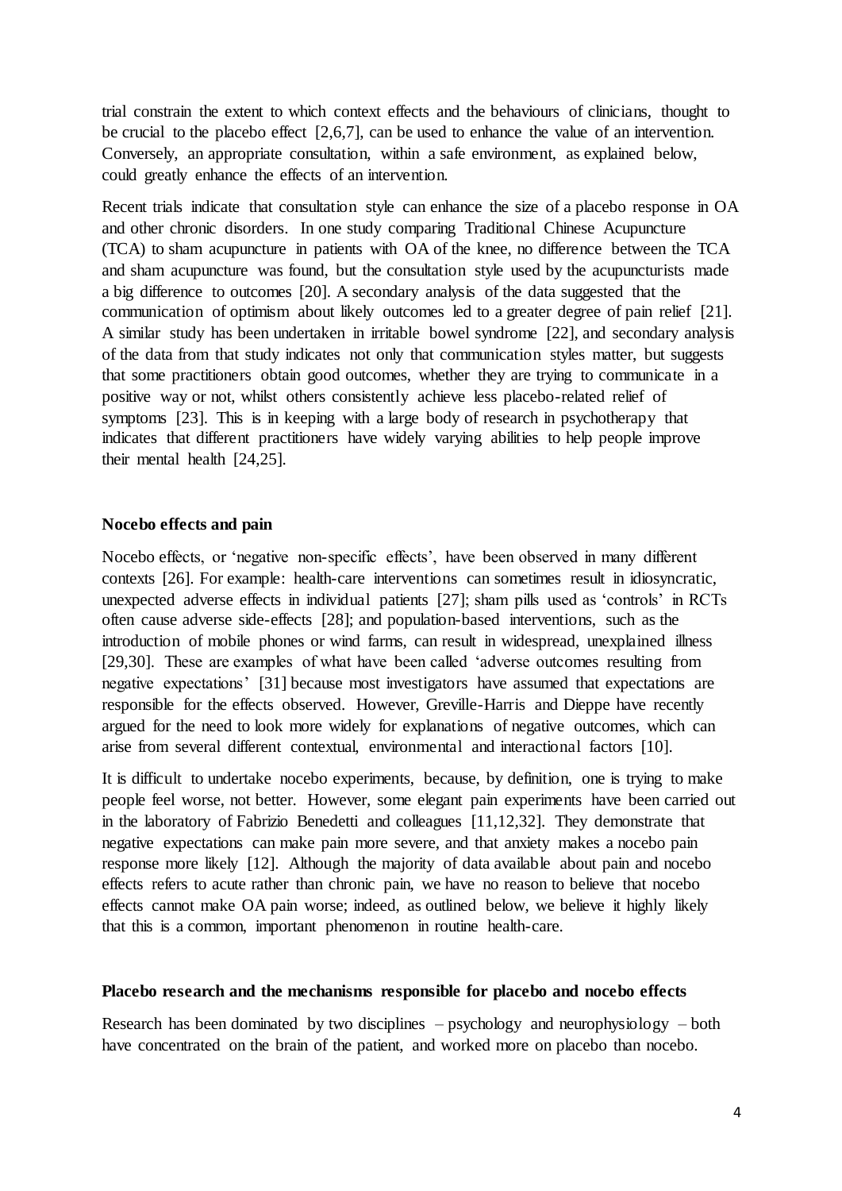trial constrain the extent to which context effects and the behaviours of clinicians, thought to be crucial to the placebo effect [2,6,7], can be used to enhance the value of an intervention. Conversely, an appropriate consultation, within a safe environment, as explained below, could greatly enhance the effects of an intervention.

Recent trials indicate that consultation style can enhance the size of a placebo response in OA and other chronic disorders. In one study comparing Traditional Chinese Acupuncture (TCA) to sham acupuncture in patients with OA of the knee, no difference between the TCA and sham acupuncture was found, but the consultation style used by the acupuncturists made a big difference to outcomes [20]. A secondary analysis of the data suggested that the communication of optimism about likely outcomes led to a greater degree of pain relief [21]. A similar study has been undertaken in irritable bowel syndrome [22], and secondary analysis of the data from that study indicates not only that communication styles matter, but suggests that some practitioners obtain good outcomes, whether they are trying to communicate in a positive way or not, whilst others consistently achieve less placebo-related relief of symptoms [23]. This is in keeping with a large body of research in psychotherapy that indicates that different practitioners have widely varying abilities to help people improve their mental health [24,25].

## Nocebo effects and pain

Nocebo effects, or 'negative non-specific effects', have been observed in many different contexts [26]. For example: health-care interventions can sometimes result in idiosyncratic, unexpected adverse effects in individual patients [27]; sham pills used as 'controls' in RCTs often cause adverse side-effects [28]; and population-based interventions, such as the introduction of mobile phones or wind farms, can result in widespread, unexplained illness [29,30]. These are examples of what have been called 'adverse outcomes resulting from negative expectations' [31] because most investigators have assumed that expectations are responsible for the effects observed. However, Greville-Harris and Dieppe have recently argued for the need to look more widely for explanations of negative outcomes, which can arise from several different contextual, environmental and interactional factors [10].

It is difficult to undertake nocebo experiments, because, by definition, one is trying to make people feel worse, not better. However, some elegant pain experiments have been carried out in the laboratory of Fabrizio Benedetti and colleagues [11,12,32]. They demonstrate that negative expectations can make pain more severe, and that anxiety makes a nocebo pain response more likely [12]. Although the majority of data available about pain and nocebo effects refers to acute rather than chronic pain, we have no reason to believe that nocebo effects cannot make OA pain worse; indeed, as outlined below, we believe it highly likely that this is a common, important phenomenon in routine health-care.

## Placebo research and the mechanisms responsible for placebo and nocebo effects

Research has been dominated by two disciplines – psychology and neurophysiology – both have concentrated on the brain of the patient, and worked more on placebo than nocebo.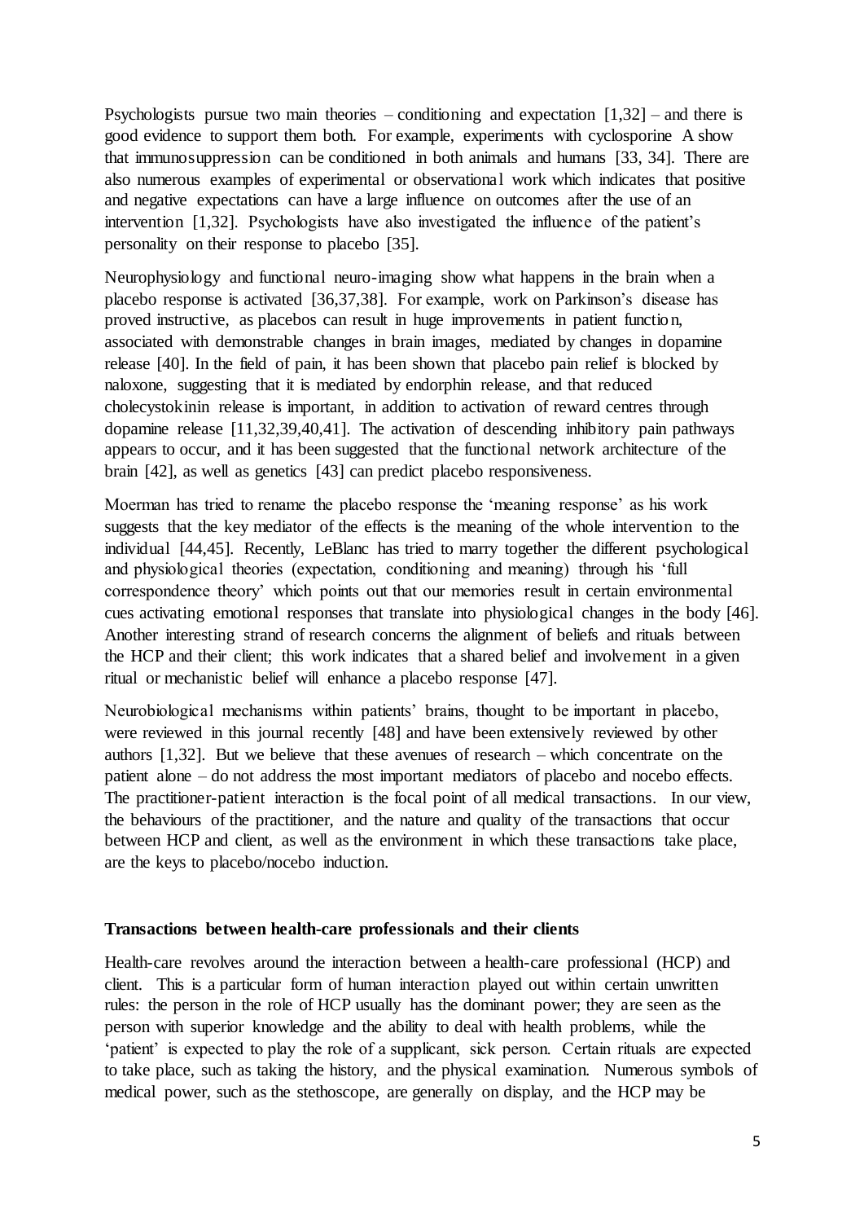Psychologists pursue two main theories – conditioning and expectation [1,32] – and there is good evidence to support them both. For example, experiments with cyclosporine A show that immunosuppression can be conditioned in both animals and humans [33, 34]. There are also numerous examples of experimental or observational work which indicates that positive and negative expectations can have a large influence on outcomes after the use of an intervention [1,32]. Psychologists have also investigated the influence of the patient's personality on their response to placebo [35].

Neurophysiology and functional neuro-imaging show what happens in the brain when a placebo response is activated [36,37,38]. For example, work on Parkinson's disease has proved instructive, as placebos can result in huge improvements in patient function, associated with demonstrable changes in brain images, mediated by changes in dopamine release [40]. In the field of pain, it has been shown that placebo pain relief is blocked by naloxone, suggesting that it is mediated by endorphin release, and that reduced cholecystokinin release is important, in addition to activation of reward centres through dopamine release [11,32,39,40,41]. The activation of descending inhibitory pain pathways appears to occur, and it has been suggested that the functional network architecture of the brain [42], as well as genetics [43] can predict placebo responsiveness.

Moerman has tried to rename the placebo response the 'meaning response' as his work suggests that the key mediator of the effects is the meaning of the whole intervention to the individual [44,45]. Recently, LeBlanc has tried to marry together the different psychological and physiological theories (expectation, conditioning and meaning) through his 'full correspondence theory' which points out that our memories result in certain environmental cues activating emotional responses that translate into physiological changes in the body [46]. Another interesting strand of research concerns the alignment of beliefs and rituals between the HCP and their client; this work indicates that a shared belief and involvement in a given ritual or mechanistic belief will enhance a placebo response [47].

Neurobiological mechanisms within patients' brains, thought to be important in placebo, were reviewed in this journal recently [48] and have been extensively reviewed by other authors [1,32]. But we believe that these avenues of research – which concentrate on the patient alone – do not address the most important mediators of placebo and nocebo effects. The practitioner-patient interaction is the focal point of all medical transactions. In our view, the behaviours of the practitioner, and the nature and quality of the transactions that occur between HCP and client, as well as the environment in which these transactions take place, are the keys to placebo/nocebo induction.

## Transactions between health-care professionals and their clients

Health-care revolves around the interaction between a health-care professional (HCP) and client. This is a particular form of human interaction played out within certain unwritten rules: the person in the role of HCP usually has the dominant power; they are seen as the person with superior knowledge and the ability to deal with health problems, while the 'patient' is expected to play the role of a supplicant, sick person. Certain rituals are expected to take place, such as taking the history, and the physical examination. Numerous symbols of medical power, such as the stethoscope, are generally on display, and the HCP may be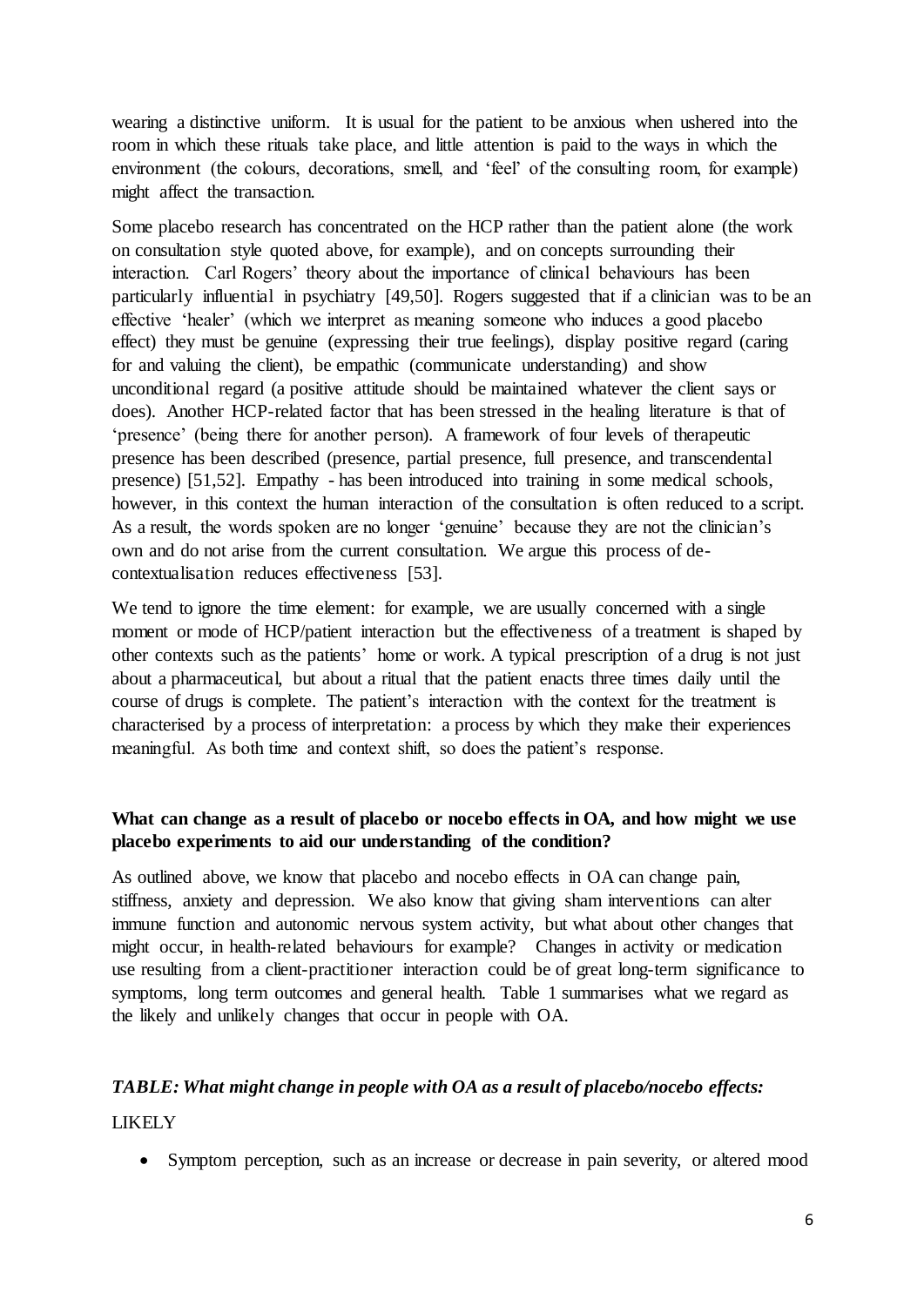wearing a distinctive uniform. It is usual for the patient to be anxious when ushered into the room in which these rituals take place, and little attention is paid to the ways in which the environment (the colours, decorations, smell, and 'feel' of the consulting room, for example) might affect the transaction.

Some placebo research has concentrated on the HCP rather than the patient alone (the work on consultation style quoted above, for example), and on concepts surrounding their interaction. Carl Rogers' theory about the importance of clinical behaviours has been particularly influential in psychiatry [49,50]. Rogers suggested that if a clinician was to be an effective 'healer' (which we interpret as meaning someone who induces a good placebo effect) they must be genuine (expressing their true feelings), display positive regard (caring for and valuing the client), be empathic (communicate understanding) and show unconditional regard (a positive attitude should be maintained whatever the client says or does). Another HCP-related factor that has been stressed in the healing literature is that of 'presence' (being there for another person). A framework of four levels of therapeutic presence has been described (presence, partial presence, full presence, and transcendental presence) [51,52]. Empathy - has been introduced into training in some medical schools, however, in this context the human interaction of the consultation is often reduced to a script. As a result, the words spoken are no longer 'genuine' because they are not the clinician's own and do not arise from the current consultation. We argue this process of de-contextualisation reduces effectiveness [53].

We tend to ignore the time element: for example, we are usually concerned with a single moment or mode of HCP/patient interaction but the effectiveness of a treatment is shaped by other contexts such as the patients' home or work. A typical prescription of a drug is not just about a pharmaceutical, but about a ritual that the patient enacts three times daily until the course of drugs is complete. The patient's interaction with the context for the treatment is characterised by a process of interpretation: a process by which they make their experiences meaningful. As both time and context shift, so does the patient's response.

**What can change as a result of placebo or nocebo effects in OA, and how might we use placebo experiments to aid our understanding of the condition?**

As outlined above, we know that placebo and nocebo effects in OA can change pain, stiffness, anxiety and depression. We also know that giving sham interventions can alter immune function and autonomic nervous system activity, but what about other changes that might occur, in health-related behaviours for example? Changes in activity or medication use resulting from a client-practitioner interaction could be of great long-term significance to symptoms, long term outcomes and general health. Table 1 summarises what we regard as the likely and unlikely changes that occur in people with OA.

***TABLE: What might change in people with OA as a result of placebo/nocebo effects:***

LIKELY

- Symptom perception, such as an increase or decrease in pain severity, or altered mood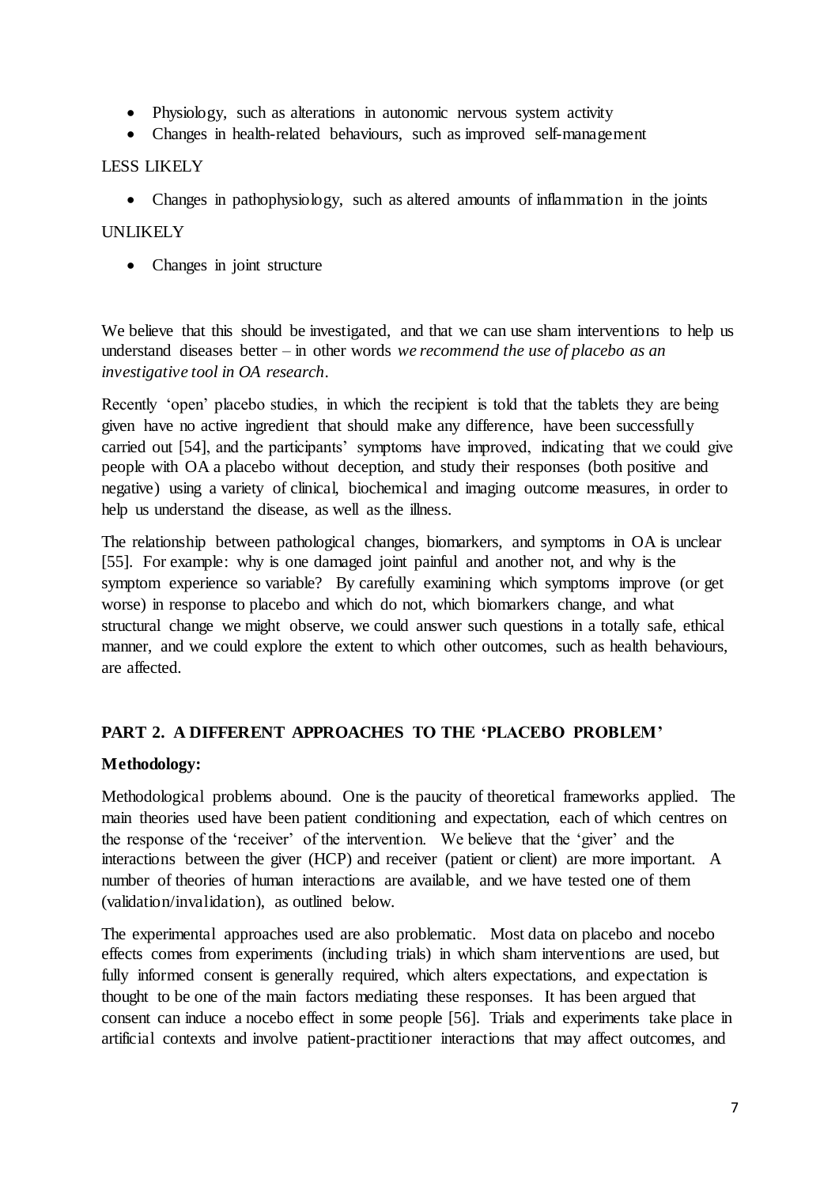- Physiology, such as alterations in autonomic nervous system activity
- Changes in health-related behaviours, such as improved self-management

LESS LIKELY

- Changes in pathophysiology, such as altered amounts of inflammation in the joints

UNLIKELY

- Changes in joint structure

We believe that this should be investigated, and that we can use sham interventions to help us understand diseases better – in other words *we recommend the use of placebo as an investigative tool in OA research*.

Recently 'open' placebo studies, in which the recipient is told that the tablets they are being given have no active ingredient that should make any difference, have been successfully carried out [54], and the participants' symptoms have improved, indicating that we could give people with OA a placebo without deception, and study their responses (both positive and negative) using a variety of clinical, biochemical and imaging outcome measures, in order to help us understand the disease, as well as the illness.

The relationship between pathological changes, biomarkers, and symptoms in OA is unclear [55]. For example: why is one damaged joint painful and another not, and why is the symptom experience so variable? By carefully examining which symptoms improve (or get worse) in response to placebo and which do not, which biomarkers change, and what structural change we might observe, we could answer such questions in a totally safe, ethical manner, and we could explore the extent to which other outcomes, such as health behaviours, are affected.

## PART 2. A DIFFERENT APPROACHES TO THE 'PLACEBO PROBLEM'

### Methodology:

Methodological problems abound. One is the paucity of theoretical frameworks applied. The main theories used have been patient conditioning and expectation, each of which centres on the response of the 'receiver' of the intervention. We believe that the 'giver' and the interactions between the giver (HCP) and receiver (patient or client) are more important. A number of theories of human interactions are available, and we have tested one of them (validation/invalidation), as outlined below.

The experimental approaches used are also problematic. Most data on placebo and nocebo effects comes from experiments (including trials) in which sham interventions are used, but fully informed consent is generally required, which alters expectations, and expectation is thought to be one of the main factors mediating these responses. It has been argued that consent can induce a nocebo effect in some people [56]. Trials and experiments take place in artificial contexts and involve patient-practitioner interactions that may affect outcomes, and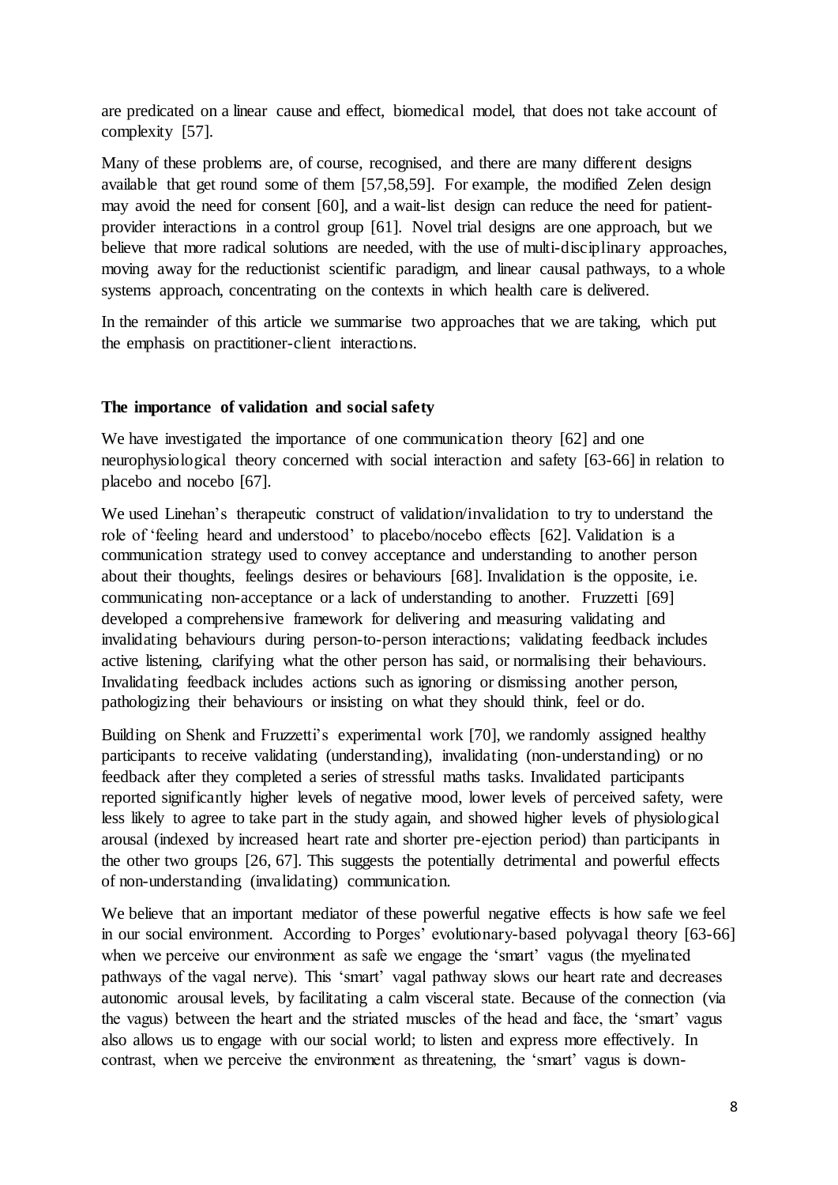are predicated on a linear cause and effect, biomedical model, that does not take account of complexity [57].

Many of these problems are, of course, recognised, and there are many different designs available that get round some of them [57,58,59]. For example, the modified Zelen design may avoid the need for consent [60], and a wait-list design can reduce the need for patient-provider interactions in a control group [61]. Novel trial designs are one approach, but we believe that more radical solutions are needed, with the use of multi-disciplinary approaches, moving away for the reductionist scientific paradigm, and linear causal pathways, to a whole systems approach, concentrating on the contexts in which health care is delivered.

In the remainder of this article we summarise two approaches that we are taking, which put the emphasis on practitioner-client interactions.

**The importance of validation and social safety**

We have investigated the importance of one communication theory [62] and one neurophysiological theory concerned with social interaction and safety [63-66] in relation to placebo and nocebo [67].

We used Linehan's therapeutic construct of validation/invalidation to try to understand the role of 'feeling heard and understood' to placebo/nocebo effects [62]. Validation is a communication strategy used to convey acceptance and understanding to another person about their thoughts, feelings desires or behaviours [68]. Invalidation is the opposite, i.e. communicating non-acceptance or a lack of understanding to another. Fruzzetti [69] developed a comprehensive framework for delivering and measuring validating and invalidating behaviours during person-to-person interactions; validating feedback includes active listening, clarifying what the other person has said, or normalising their behaviours. Invalidating feedback includes actions such as ignoring or dismissing another person, pathologizing their behaviours or insisting on what they should think, feel or do.

Building on Shenk and Fruzzetti's experimental work [70], we randomly assigned healthy participants to receive validating (understanding), invalidating (non-understanding) or no feedback after they completed a series of stressful maths tasks. Invalidated participants reported significantly higher levels of negative mood, lower levels of perceived safety, were less likely to agree to take part in the study again, and showed higher levels of physiological arousal (indexed by increased heart rate and shorter pre-ejection period) than participants in the other two groups [26, 67]. This suggests the potentially detrimental and powerful effects of non-understanding (invalidating) communication.

We believe that an important mediator of these powerful negative effects is how safe we feel in our social environment. According to Porges' evolutionary-based polyvagal theory [63-66] when we perceive our environment as safe we engage the 'smart' vagus (the myelinated pathways of the vagal nerve). This 'smart' vagal pathway slows our heart rate and decreases autonomic arousal levels, by facilitating a calm visceral state. Because of the connection (via the vagus) between the heart and the striated muscles of the head and face, the 'smart' vagus also allows us to engage with our social world; to listen and express more effectively. In contrast, when we perceive the environment as threatening, the 'smart' vagus is down-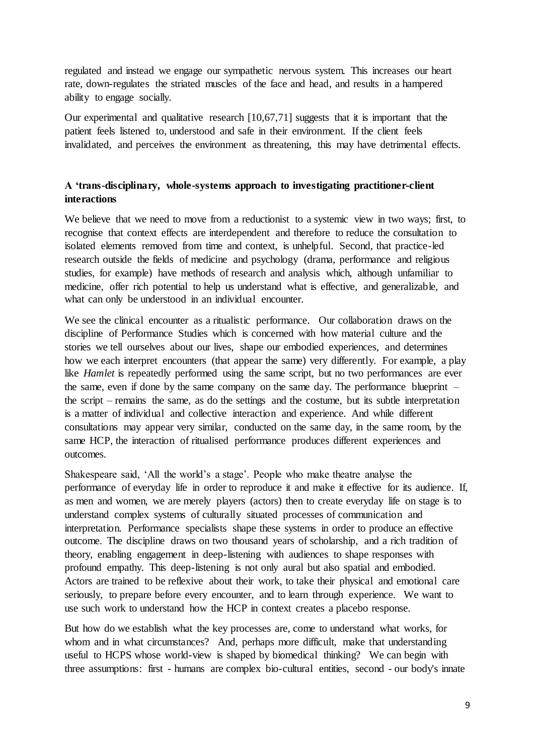regulated and instead we engage our sympathetic nervous system. This increases our heart rate, down-regulates the striated muscles of the face and head, and results in a hampered ability to engage socially.

Our experimental and qualitative research [10,67,71] suggests that it is important that the patient feels listened to, understood and safe in their environment. If the client feels invalidated, and perceives the environment as threatening, this may have detrimental effects.

### A 'trans-disciplinary, whole-systems approach to investigating practitioner-client interactions

We believe that we need to move from a reductionist to a systemic view in two ways; first, to recognise that context effects are interdependent and therefore to reduce the consultation to isolated elements removed from time and context, is unhelpful. Second, that practice-led research outside the fields of medicine and psychology (drama, performance and religious studies, for example) have methods of research and analysis which, although unfamiliar to medicine, offer rich potential to help us understand what is effective, and generalizable, and what can only be understood in an individual encounter.

We see the clinical encounter as a ritualistic performance. Our collaboration draws on the discipline of Performance Studies which is concerned with how material culture and the stories we tell ourselves about our lives, shape our embodied experiences, and determines how we each interpret encounters (that appear the same) very differently. For example, a play like *Hamlet* is repeatedly performed using the same script, but no two performances are ever the same, even if done by the same company on the same day. The performance blueprint – the script – remains the same, as do the settings and the costume, but its subtle interpretation is a matter of individual and collective interaction and experience. And while different consultations may appear very similar, conducted on the same day, in the same room, by the same HCP, the interaction of ritualised performance produces different experiences and outcomes.

Shakespeare said, 'All the world's a stage'. People who make theatre analyse the performance of everyday life in order to reproduce it and make it effective for its audience. If, as men and women, we are merely players (actors) then to create everyday life on stage is to understand complex systems of culturally situated processes of communication and interpretation. Performance specialists shape these systems in order to produce an effective outcome. The discipline draws on two thousand years of scholarship, and a rich tradition of theory, enabling engagement in deep-listening with audiences to shape responses with profound empathy. This deep-listening is not only aural but also spatial and embodied. Actors are trained to be reflexive about their work, to take their physical and emotional care seriously, to prepare before every encounter, and to learn through experience. We want to use such work to understand how the HCP in context creates a placebo response.

But how do we establish what the key processes are, come to understand what works, for whom and in what circumstances? And, perhaps more difficult, make that understanding useful to HCPS whose world-view is shaped by biomedical thinking? We can begin with three assumptions: first - humans are complex bio-cultural entities, second - our body's innate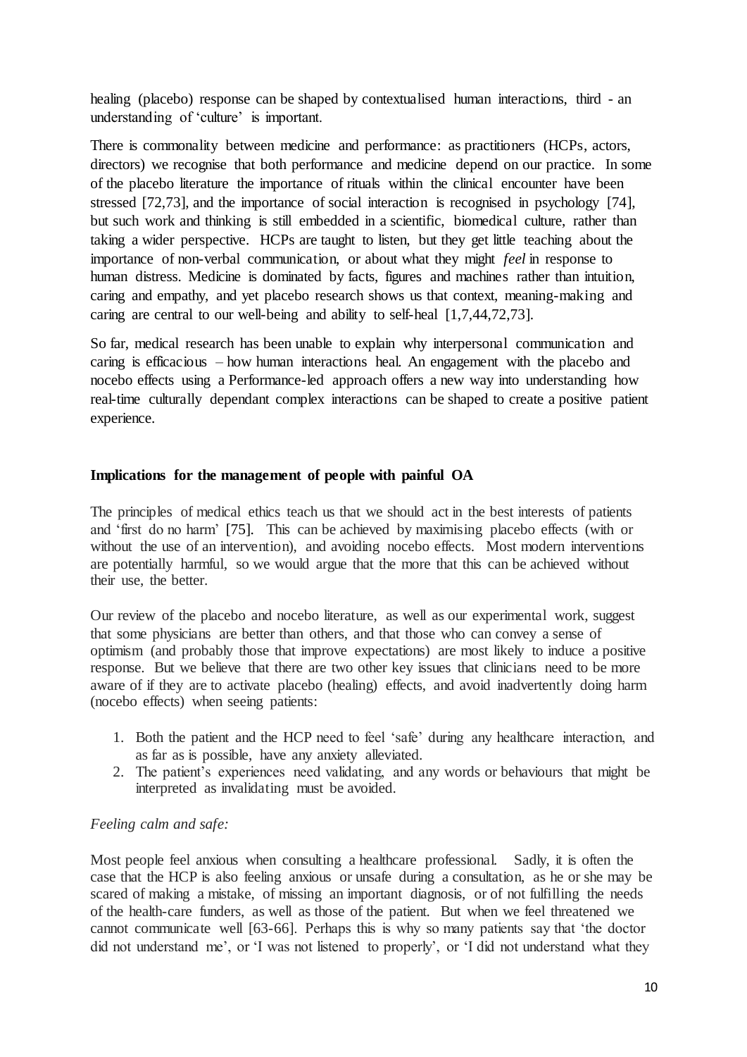healing (placebo) response can be shaped by contextualised human interactions, third - an understanding of 'culture' is important.

There is commonality between medicine and performance: as practitioners (HCPs, actors, directors) we recognise that both performance and medicine depend on our practice. In some of the placebo literature the importance of rituals within the clinical encounter have been stressed [72,73], and the importance of social interaction is recognised in psychology [74], but such work and thinking is still embedded in a scientific, biomedical culture, rather than taking a wider perspective. HCPs are taught to listen, but they get little teaching about the importance of non-verbal communication, or about what they might *feel* in response to human distress. Medicine is dominated by facts, figures and machines rather than intuition, caring and empathy, and yet placebo research shows us that context, meaning-making and caring are central to our well-being and ability to self-heal [1,7,44,72,73].

So far, medical research has been unable to explain why interpersonal communication and caring is efficacious – how human interactions heal. An engagement with the placebo and nocebo effects using a Performance-led approach offers a new way into understanding how real-time culturally dependant complex interactions can be shaped to create a positive patient experience.

**Implications for the management of people with painful OA**

The principles of medical ethics teach us that we should act in the best interests of patients and 'first do no harm' [75]. This can be achieved by maximising placebo effects (with or without the use of an intervention), and avoiding nocebo effects. Most modern interventions are potentially harmful, so we would argue that the more that this can be achieved without their use, the better.

Our review of the placebo and nocebo literature, as well as our experimental work, suggest that some physicians are better than others, and that those who can convey a sense of optimism (and probably those that improve expectations) are most likely to induce a positive response. But we believe that there are two other key issues that clinicians need to be more aware of if they are to activate placebo (healing) effects, and avoid inadvertently doing harm (nocebo effects) when seeing patients:

1. Both the patient and the HCP need to feel 'safe' during any healthcare interaction, and as far as is possible, have any anxiety alleviated.
2. The patient's experiences need validating, and any words or behaviours that might be interpreted as invalidating must be avoided.

*Feeling calm and safe:*

Most people feel anxious when consulting a healthcare professional. Sadly, it is often the case that the HCP is also feeling anxious or unsafe during a consultation, as he or she may be scared of making a mistake, of missing an important diagnosis, or of not fulfilling the needs of the health-care funders, as well as those of the patient. But when we feel threatened we cannot communicate well [63-66]. Perhaps this is why so many patients say that 'the doctor did not understand me', or 'I was not listened to properly', or 'I did not understand what they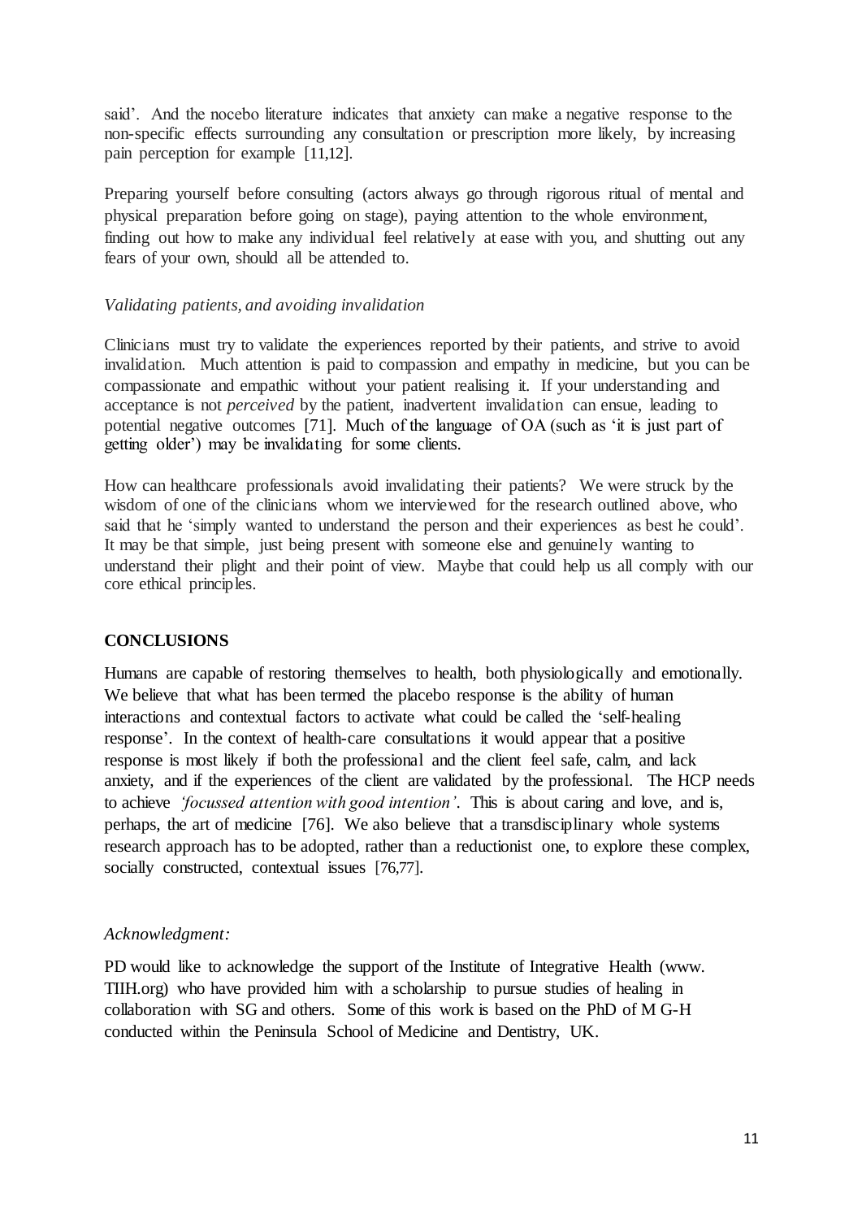said'. And the nocebo literature indicates that anxiety can make a negative response to the non-specific effects surrounding any consultation or prescription more likely, by increasing pain perception for example [11,12].

Preparing yourself before consulting (actors always go through rigorous ritual of mental and physical preparation before going on stage), paying attention to the whole environment, finding out how to make any individual feel relatively at ease with you, and shutting out any fears of your own, should all be attended to.

*Validating patients, and avoiding invalidation*

Clinicians must try to validate the experiences reported by their patients, and strive to avoid invalidation. Much attention is paid to compassion and empathy in medicine, but you can be compassionate and empathic without your patient realising it. If your understanding and acceptance is not *perceived* by the patient, inadvertent invalidation can ensue, leading to potential negative outcomes [71]. Much of the language of OA (such as 'it is just part of getting older') may be invalidating for some clients.

How can healthcare professionals avoid invalidating their patients? We were struck by the wisdom of one of the clinicians whom we interviewed for the research outlined above, who said that he 'simply wanted to understand the person and their experiences as best he could'. It may be that simple, just being present with someone else and genuinely wanting to understand their plight and their point of view. Maybe that could help us all comply with our core ethical principles.

## CONCLUSIONS

Humans are capable of restoring themselves to health, both physiologically and emotionally. We believe that what has been termed the placebo response is the ability of human interactions and contextual factors to activate what could be called the 'self-healing response'. In the context of health-care consultations it would appear that a positive response is most likely if both the professional and the client feel safe, calm, and lack anxiety, and if the experiences of the client are validated by the professional. The HCP needs to achieve *'focussed attention with good intention'*. This is about caring and love, and is, perhaps, the art of medicine [76]. We also believe that a transdisciplinary whole systems research approach has to be adopted, rather than a reductionist one, to explore these complex, socially constructed, contextual issues [76,77].

*Acknowledgment:*

PD would like to acknowledge the support of the Institute of Integrative Health (www. TIIH.org) who have provided him with a scholarship to pursue studies of healing in collaboration with SG and others. Some of this work is based on the PhD of M G-H conducted within the Peninsula School of Medicine and Dentistry, UK.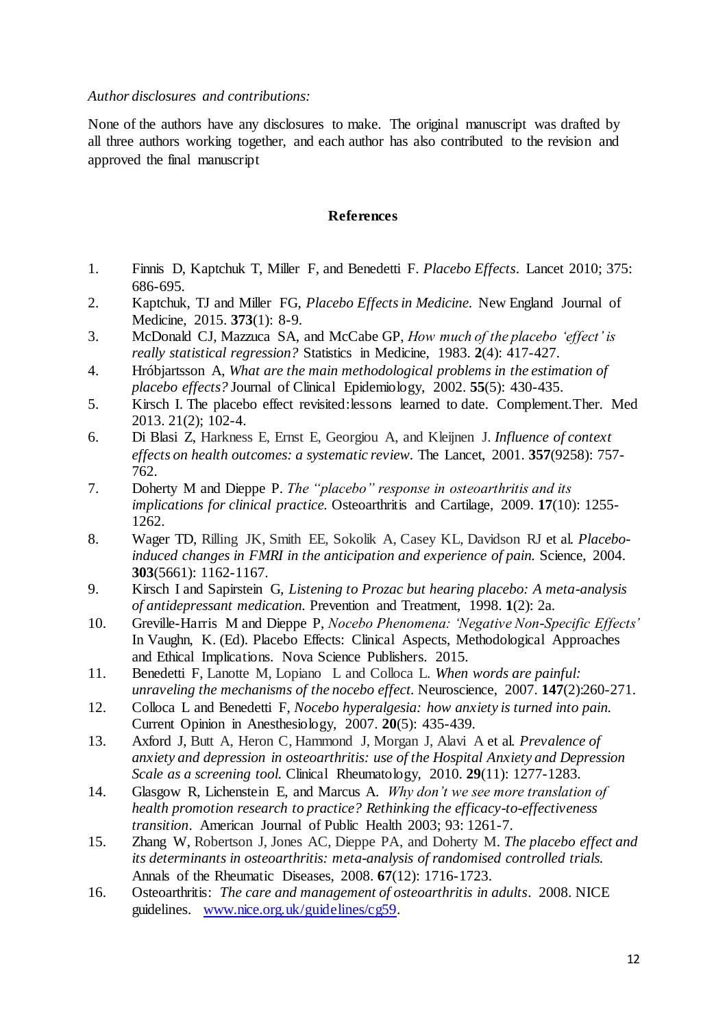*Author disclosures and contributions:*

None of the authors have any disclosures to make. The original manuscript was drafted by all three authors working together, and each author has also contributed to the revision and approved the final manuscript

**References**

1. Finnis D, Kaptchuk T, Miller F, and Benedetti F. *Placebo Effects*. Lancet 2010; 375: 686-695.
2. Kaptchuk, TJ and Miller FG, *Placebo Effects in Medicine.* New England Journal of Medicine, 2015. **373**(1): 8-9.
3. McDonald CJ, Mazzuca SA, and McCabe GP, *How much of the placebo 'effect' is really statistical regression?* Statistics in Medicine, 1983. **2**(4): 417-427.
4. Hróbjartsson A, *What are the main methodological problems in the estimation of placebo effects?* Journal of Clinical Epidemiology, 2002. **55**(5): 430-435.
5. Kirsch I. The placebo effect revisited:lessons learned to date. Complement.Ther. Med 2013. 21(2); 102-4.
6. Di Blasi Z, Harkness E, Ernst E, Georgiou A, and Kleijnen J. *Influence of context effects on health outcomes: a systematic review*. The Lancet, 2001. **357**(9258): 757-762.
7. Doherty M and Dieppe P. *The "placebo" response in osteoarthritis and its implications for clinical practice.* Osteoarthritis and Cartilage, 2009. **17**(10): 1255-1262.
8. Wager TD, Rilling JK, Smith EE, Sokolik A, Casey KL, Davidson RJ et al. *Placebo-induced changes in FMRI in the anticipation and experience of pain.* Science, 2004. **303**(5661): 1162-1167.
9. Kirsch I and Sapirstein G, *Listening to Prozac but hearing placebo: A meta-analysis of antidepressant medication.* Prevention and Treatment, 1998. **1**(2): 2a.
10. Greville-Harris M and Dieppe P, *Nocebo Phenomena: 'Negative Non-Specific Effects'* In Vaughn, K. (Ed). Placebo Effects: Clinical Aspects, Methodological Approaches and Ethical Implications. Nova Science Publishers. 2015.
11. Benedetti F, Lanotte M, Lopiano L and Colloca L. *When words are painful: unraveling the mechanisms of the nocebo effect.* Neuroscience, 2007. **147**(2):260-271.
12. Colloca L and Benedetti F, *Nocebo hyperalgesia: how anxiety is turned into pain.* Current Opinion in Anesthesiology, 2007. **20**(5): 435-439.
13. Axford J, Butt A, Heron C, Hammond J, Morgan J, Alavi A et al. *Prevalence of anxiety and depression in osteoarthritis: use of the Hospital Anxiety and Depression Scale as a screening tool.* Clinical Rheumatology, 2010. **29**(11): 1277-1283.
14. Glasgow R, Lichenstein E, and Marcus A. *Why don't we see more translation of health promotion research to practice? Rethinking the efficacy-to-effectiveness transition*. American Journal of Public Health 2003; 93: 1261-7.
15. Zhang W, Robertson J, Jones AC, Dieppe PA, and Doherty M. *The placebo effect and its determinants in osteoarthritis: meta-analysis of randomised controlled trials.* Annals of the Rheumatic Diseases, 2008. **67**(12): 1716-1723.
16. Osteoarthritis: *The care and management of osteoarthritis in adults*. 2008. NICE guidelines. [www.nice.org.uk/guidelines/cg59](www.nice.org.uk/guidelines/cg59).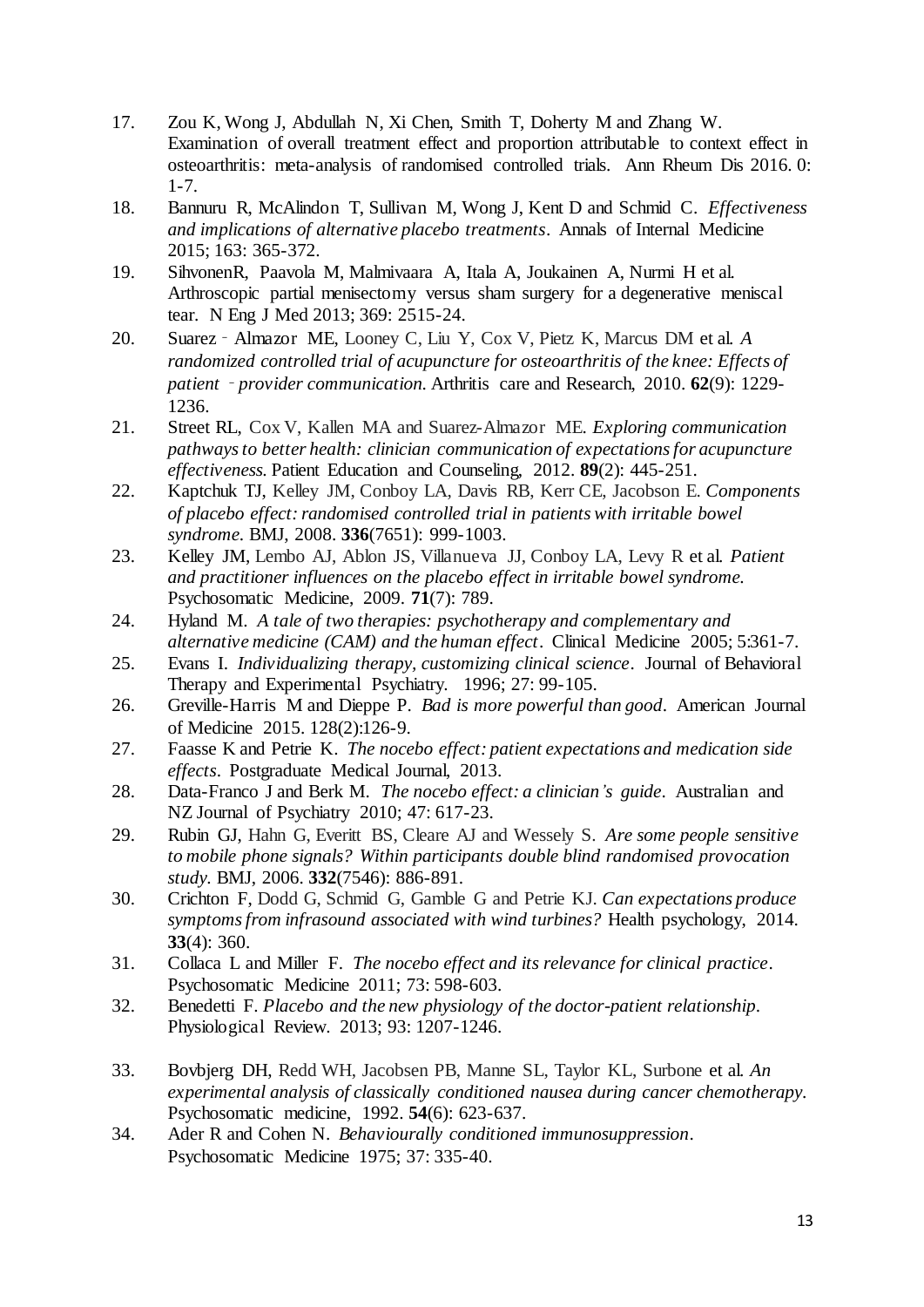17. Zou K, Wong J, Abdullah N, Xi Chen, Smith T, Doherty M and Zhang W. Examination of overall treatment effect and proportion attributable to context effect in osteoarthritis: meta-analysis of randomised controlled trials. Ann Rheum Dis 2016. 0: 1-7.
18. Bannuru R, McAlindon T, Sullivan M, Wong J, Kent D and Schmid C. *Effectiveness and implications of alternative placebo treatments*. Annals of Internal Medicine 2015; 163: 365-372.
19. SihvonenR, Paavola M, Malmivaara A, Itala A, Joukainen A, Nurmi H et al. Arthroscopic partial menisectomy versus sham surgery for a degenerative meniscal tear. N Eng J Med 2013; 369: 2515-24.
20. Suarez‐Almazor ME, Looney C, Liu Y, Cox V, Pietz K, Marcus DM et al. *A randomized controlled trial of acupuncture for osteoarthritis of the knee: Effects of patient‐provider communication.* Arthritis care and Research, 2010. **62**(9): 1229-1236.
21. Street RL, Cox V, Kallen MA and Suarez-Almazor ME. *Exploring communication pathways to better health: clinician communication of expectations for acupuncture effectiveness.* Patient Education and Counseling, 2012. **89**(2): 445-251.
22. Kaptchuk TJ, Kelley JM, Conboy LA, Davis RB, Kerr CE, Jacobson E. *Components of placebo effect: randomised controlled trial in patients with irritable bowel syndrome.* BMJ, 2008. **336**(7651): 999-1003.
23. Kelley JM, Lembo AJ, Ablon JS, Villanueva JJ, Conboy LA, Levy R et al. *Patient and practitioner influences on the placebo effect in irritable bowel syndrome.* Psychosomatic Medicine, 2009. **71**(7): 789.
24. Hyland M. *A tale of two therapies: psychotherapy and complementary and alternative medicine (CAM) and the human effect*. Clinical Medicine 2005; 5:361-7.
25. Evans I. *Individualizing therapy, customizing clinical science*. Journal of Behavioral Therapy and Experimental Psychiatry. 1996; 27: 99-105.
26. Greville-Harris M and Dieppe P. *Bad is more powerful than good*. American Journal of Medicine 2015. 128(2):126-9.
27. Faasse K and Petrie K. *The nocebo effect: patient expectations and medication side effects*. Postgraduate Medical Journal, 2013.
28. Data-Franco J and Berk M. *The nocebo effect: a clinician's guide*. Australian and NZ Journal of Psychiatry 2010; 47: 617-23.
29. Rubin GJ, Hahn G, Everitt BS, Cleare AJ and Wessely S. *Are some people sensitive to mobile phone signals? Within participants double blind randomised provocation study.* BMJ, 2006. **332**(7546): 886-891.
30. Crichton F, Dodd G, Schmid G, Gamble G and Petrie KJ. *Can expectations produce symptoms from infrasound associated with wind turbines?* Health psychology, 2014. **33**(4): 360.
31. Collaca L and Miller F. *The nocebo effect and its relevance for clinical practice*. Psychosomatic Medicine 2011; 73: 598-603.
32. Benedetti F. *Placebo and the new physiology of the doctor-patient relationship.* Physiological Review. 2013; 93: 1207-1246.
33. Bovbjerg DH, Redd WH, Jacobsen PB, Manne SL, Taylor KL, Surbone et al. *An experimental analysis of classically conditioned nausea during cancer chemotherapy.* Psychosomatic medicine, 1992. **54**(6): 623-637.
34. Ader R and Cohen N. *Behaviourally conditioned immunosuppression*. Psychosomatic Medicine 1975; 37: 335-40.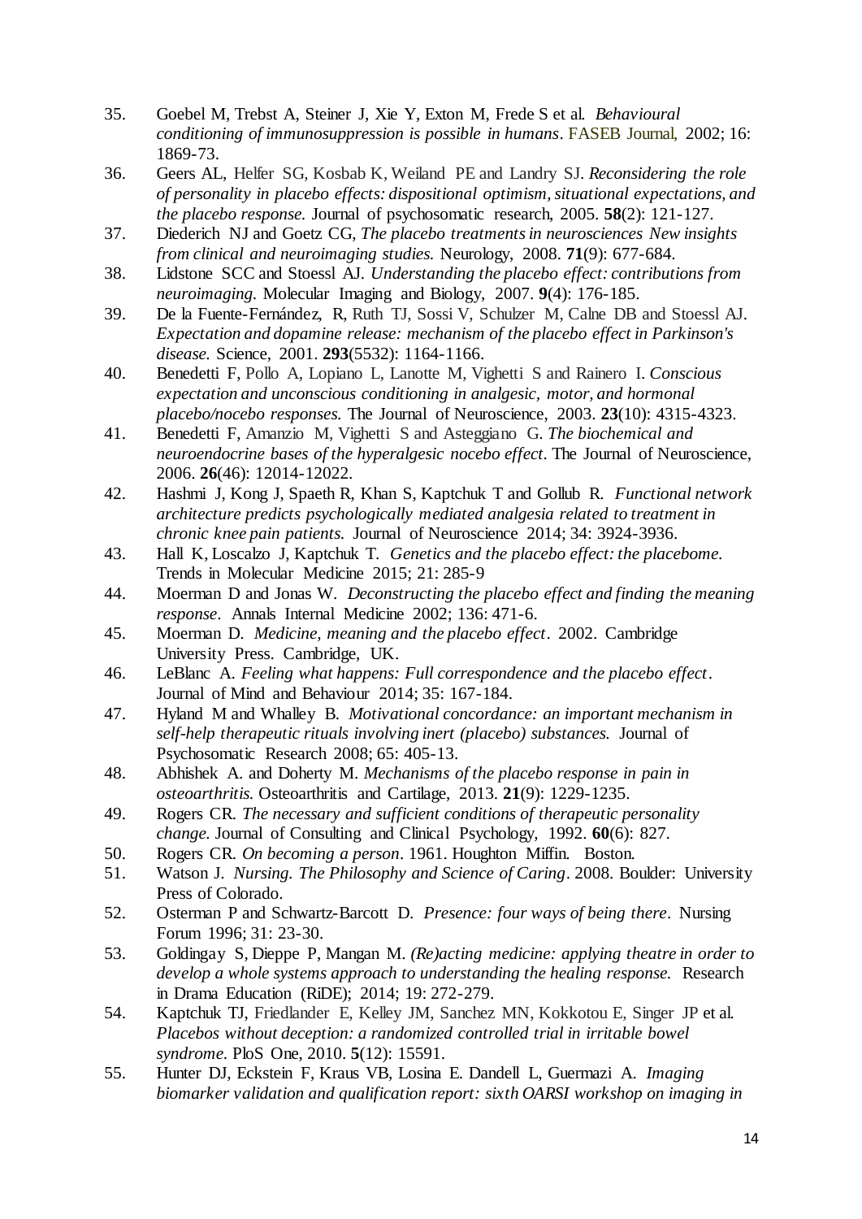35. Goebel M, Trebst A, Steiner J, Xie Y, Exton M, Frede S et al. *Behavioural conditioning of immunosuppression is possible in humans*. FASEB Journal, 2002; 16: 1869-73.
36. Geers AL, Helfer SG, Kosbab K, Weiland PE and Landry SJ. *Reconsidering the role of personality in placebo effects: dispositional optimism, situational expectations, and the placebo response.* Journal of psychosomatic research, 2005. **58**(2): 121-127.
37. Diederich NJ and Goetz CG, *The placebo treatments in neurosciences New insights from clinical and neuroimaging studies.* Neurology, 2008. **71**(9): 677-684.
38. Lidstone SCC and Stoessl AJ. *Understanding the placebo effect: contributions from neuroimaging.* Molecular Imaging and Biology, 2007. **9**(4): 176-185.
39. De la Fuente-Fernández, R, Ruth TJ, Sossi V, Schulzer M, Calne DB and Stoessl AJ. *Expectation and dopamine release: mechanism of the placebo effect in Parkinson's disease.* Science, 2001. **293**(5532): 1164-1166.
40. Benedetti F, Pollo A, Lopiano L, Lanotte M, Vighetti S and Rainero I. *Conscious expectation and unconscious conditioning in analgesic, motor, and hormonal placebo/nocebo responses.* The Journal of Neuroscience, 2003. **23**(10): 4315-4323.
41. Benedetti F, Amanzio M, Vighetti S and Asteggiano G. *The biochemical and neuroendocrine bases of the hyperalgesic nocebo effect*. The Journal of Neuroscience, 2006. **26**(46): 12014-12022.
42. Hashmi J, Kong J, Spaeth R, Khan S, Kaptchuk T and Gollub R. *Functional network architecture predicts psychologically mediated analgesia related to treatment in chronic knee pain patients.* Journal of Neuroscience 2014; 34: 3924-3936.
43. Hall K, Loscalzo J, Kaptchuk T. *Genetics and the placebo effect: the placebome.* Trends in Molecular Medicine 2015; 21: 285-9
44. Moerman D and Jonas W. *Deconstructing the placebo effect and finding the meaning response*. Annals Internal Medicine 2002; 136: 471-6.
45. Moerman D. *Medicine, meaning and the placebo effect*. 2002. Cambridge University Press. Cambridge, UK.
46. LeBlanc A. *Feeling what happens: Full correspondence and the placebo effect*. Journal of Mind and Behaviour 2014; 35: 167-184.
47. Hyland M and Whalley B. *Motivational concordance: an important mechanism in self-help therapeutic rituals involving inert (placebo) substances.* Journal of Psychosomatic Research 2008; 65: 405-13.
48. Abhishek A. and Doherty M. *Mechanisms of the placebo response in pain in osteoarthritis.* Osteoarthritis and Cartilage, 2013. **21**(9): 1229-1235.
49. Rogers CR. *The necessary and sufficient conditions of therapeutic personality change.* Journal of Consulting and Clinical Psychology, 1992. **60**(6): 827.
50. Rogers CR. *On becoming a person*. 1961. Houghton Miffin. Boston.
51. Watson J. *Nursing. The Philosophy and Science of Caring*. 2008. Boulder: University Press of Colorado.
52. Osterman P and Schwartz-Barcott D. *Presence: four ways of being there*. Nursing Forum 1996; 31: 23-30.
53. Goldingay S, Dieppe P, Mangan M. *(Re)acting medicine: applying theatre in order to develop a whole systems approach to understanding the healing response.* Research in Drama Education (RiDE); 2014; 19: 272-279.
54. Kaptchuk TJ, Friedlander E, Kelley JM, Sanchez MN, Kokkotou E, Singer JP et al. *Placebos without deception: a randomized controlled trial in irritable bowel syndrome.* PloS One, 2010. **5**(12): 15591.
55. Hunter DJ, Eckstein F, Kraus VB, Losina E. Dandell L, Guermazi A. *Imaging biomarker validation and qualification report: sixth OARSI workshop on imaging in*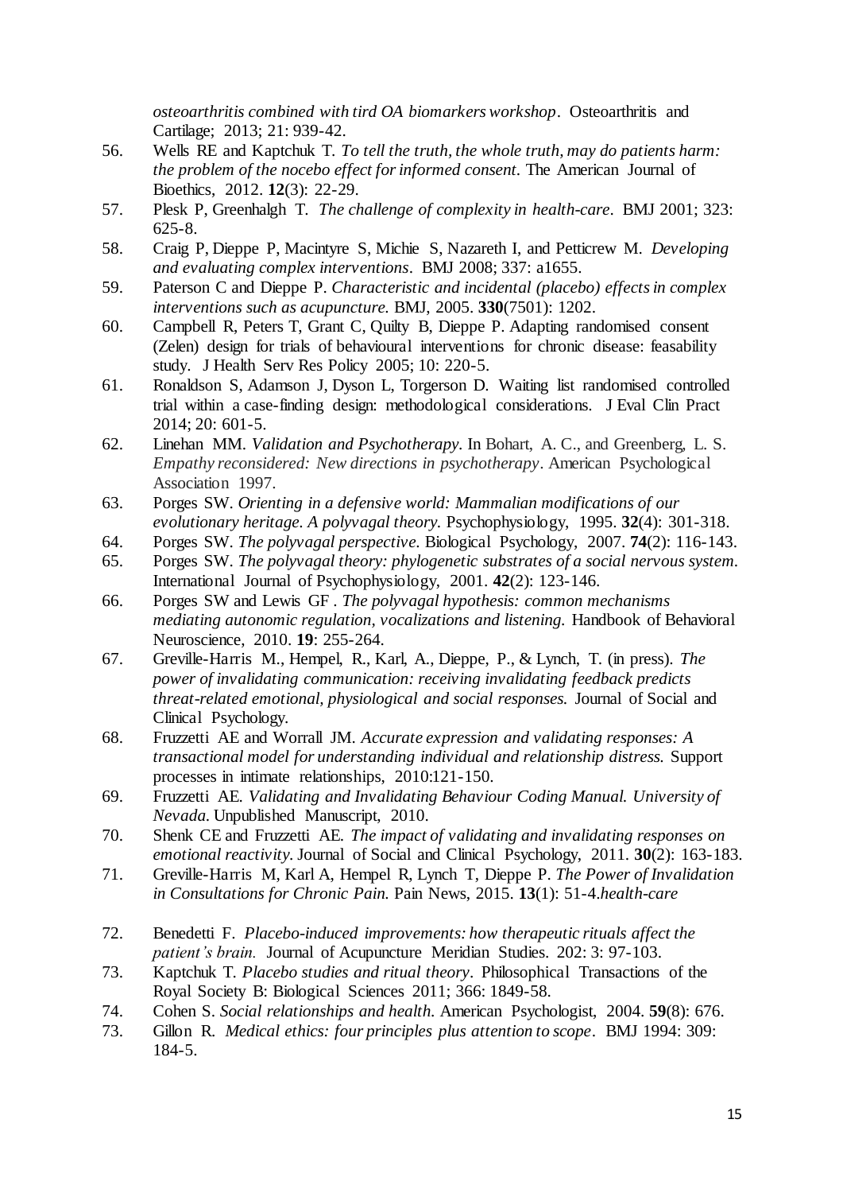*osteoarthritis combined with tird OA biomarkers workshop*. Osteoarthritis and Cartilage; 2013; 21: 939-42.

56. Wells RE and Kaptchuk T. *To tell the truth, the whole truth, may do patients harm: the problem of the nocebo effect for informed consent*. The American Journal of Bioethics, 2012. **12**(3): 22-29.
57. Plesk P, Greenhalgh T. *The challenge of complexity in health-care*. BMJ 2001; 323: 625-8.
58. Craig P, Dieppe P, Macintyre S, Michie S, Nazareth I, and Petticrew M. *Developing and evaluating complex interventions*. BMJ 2008; 337: a1655.
59. Paterson C and Dieppe P. *Characteristic and incidental (placebo) effects in complex interventions such as acupuncture.* BMJ, 2005. **330**(7501): 1202.
60. Campbell R, Peters T, Grant C, Quilty B, Dieppe P. Adapting randomised consent (Zelen) design for trials of behavioural interventions for chronic disease: feasability study. J Health Serv Res Policy 2005; 10: 220-5.
61. Ronaldson S, Adamson J, Dyson L, Torgerson D. Waiting list randomised controlled trial within a case-finding design: methodological considerations. J Eval Clin Pract 2014; 20: 601-5.
62. Linehan MM. *Validation and Psychotherapy*. In Bohart, A. C., and Greenberg, L. S. *Empathy reconsidered: New directions in psychotherapy*. American Psychological Association 1997.
63. Porges SW. *Orienting in a defensive world: Mammalian modifications of our evolutionary heritage. A polyvagal theory.* Psychophysiology, 1995. **32**(4): 301-318.
64. Porges SW. *The polyvagal perspective.* Biological Psychology, 2007. **74**(2): 116-143.
65. Porges SW. *The polyvagal theory: phylogenetic substrates of a social nervous system.* International Journal of Psychophysiology, 2001. **42**(2): 123-146.
66. Porges SW and Lewis GF . *The polyvagal hypothesis: common mechanisms mediating autonomic regulation, vocalizations and listening.* Handbook of Behavioral Neuroscience, 2010. **19**: 255-264.
67. Greville-Harris M., Hempel, R., Karl, A., Dieppe, P., & Lynch, T. (in press). *The power of invalidating communication: receiving invalidating feedback predicts threat-related emotional, physiological and social responses.* Journal of Social and Clinical Psychology.
68. Fruzzetti AE and Worrall JM. *Accurate expression and validating responses: A transactional model for understanding individual and relationship distress.* Support processes in intimate relationships, 2010:121-150.
69. Fruzzetti AE. *Validating and Invalidating Behaviour Coding Manual. University of Nevada*. Unpublished Manuscript, 2010.
70. Shenk CE and Fruzzetti AE. *The impact of validating and invalidating responses on emotional reactivity*. Journal of Social and Clinical Psychology, 2011. **30**(2): 163-183.
71. Greville-Harris M, Karl A, Hempel R, Lynch T, Dieppe P. *The Power of Invalidation in Consultations for Chronic Pain.* Pain News, 2015. **13**(1): 51-4.*health-care*
72. Benedetti F. *Placebo-induced improvements: how therapeutic rituals affect the patient's brain.* Journal of Acupuncture Meridian Studies. 202: 3: 97-103.
73. Kaptchuk T. *Placebo studies and ritual theory*. Philosophical Transactions of the Royal Society B: Biological Sciences 2011; 366: 1849-58.
74. Cohen S. *Social relationships and health.* American Psychologist, 2004. **59**(8): 676.
73. Gillon R. *Medical ethics: four principles plus attention to scope*. BMJ 1994: 309: 184-5.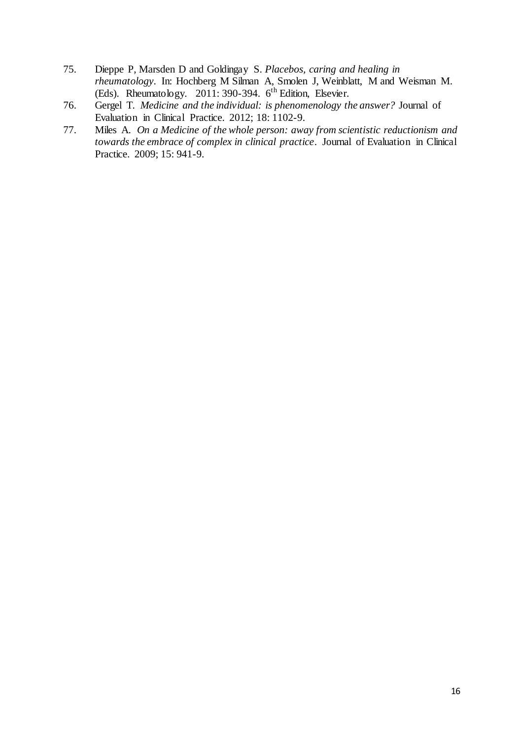75. Dieppe P, Marsden D and Goldingay S. *Placebos, caring and healing in rheumatology*. In: Hochberg M Silman A, Smolen J, Weinblatt, M and Weisman M. (Eds). Rheumatology. 2011: 390-394. 6th Edition, Elsevier.
76. Gergel T. *Medicine and the individual: is phenomenology the answer?* Journal of Evaluation in Clinical Practice. 2012; 18: 1102-9.
77. Miles A. *On a Medicine of the whole person: away from scientistic reductionism and towards the embrace of complex in clinical practice*. Journal of Evaluation in Clinical Practice. 2009; 15: 941-9.